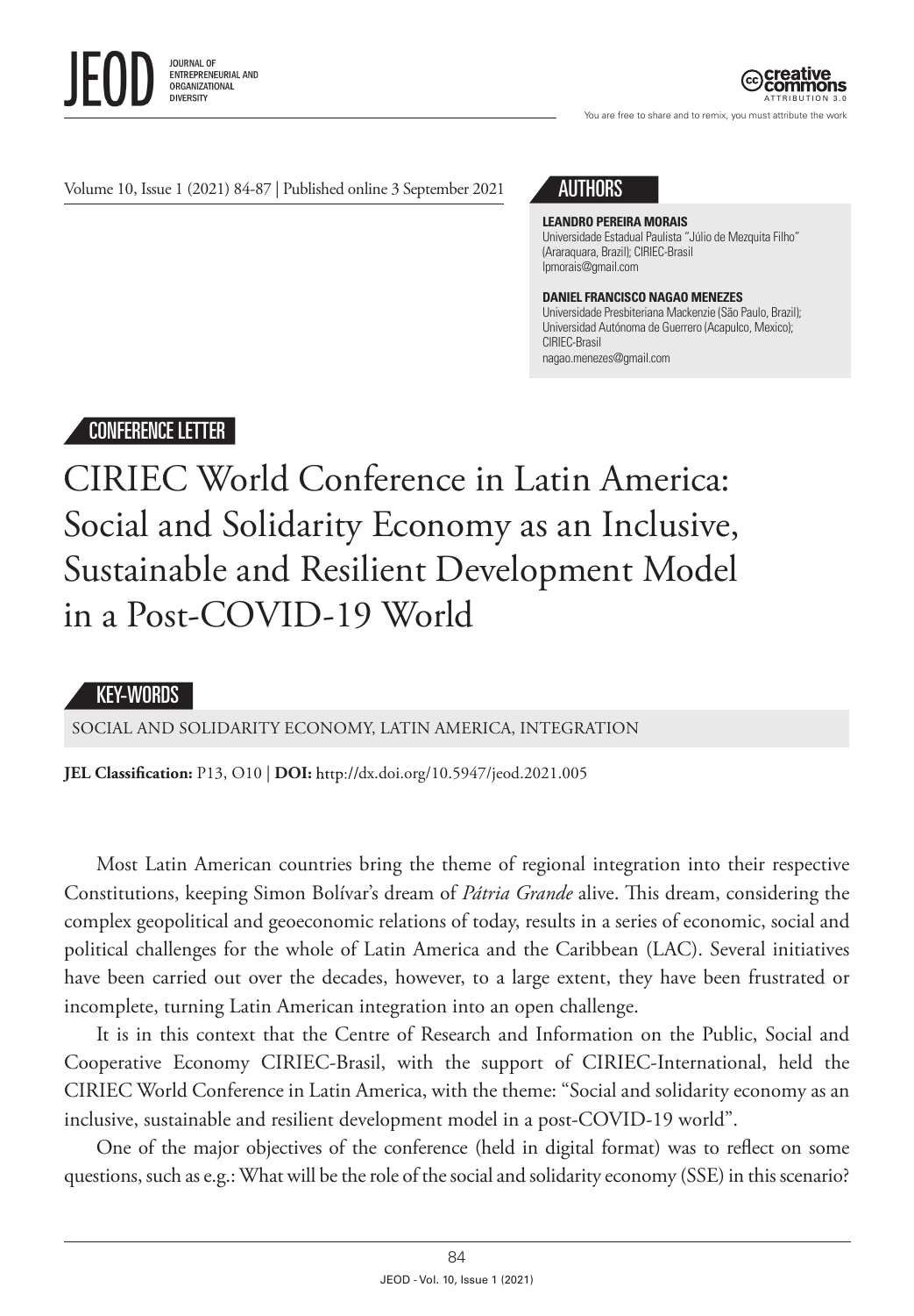AUTHORS

**LEANDRO PEREIRA MORAIS**
Universidade Estadual Paulista "Júlio de Mezquita Filho" (Araraquara, Brazil); CIRIEC-Brasil
lpmorais@gmail.com

**DANIEL FRANCISCO NAGAO MENEZES**
Universidade Presbiteriana Mackenzie (São Paulo, Brazil); Universidad Autónoma de Guerrero (Acapulco, Mexico); CIRIEC-Brasil
nagao.menezes@gmail.com

CONFERENCE LETTER

# CIRIEC World Conference in Latin America: Social and Solidarity Economy as an Inclusive, Sustainable and Resilient Development Model in a Post-COVID-19 World

KEY-WORDS

SOCIAL AND SOLIDARITY ECONOMY, LATIN AMERICA, INTEGRATION

**JEL Classification:** P13, O10 | **DOI:** http://dx.doi.org/10.5947/jeod.2021.005

Most Latin American countries bring the theme of regional integration into their respective Constitutions, keeping Simon Bolívar's dream of *Pátria Grande* alive. This dream, considering the complex geopolitical and geoeconomic relations of today, results in a series of economic, social and political challenges for the whole of Latin America and the Caribbean (LAC). Several initiatives have been carried out over the decades, however, to a large extent, they have been frustrated or incomplete, turning Latin American integration into an open challenge.

It is in this context that the Centre of Research and Information on the Public, Social and Cooperative Economy CIRIEC-Brasil, with the support of CIRIEC-International, held the CIRIEC World Conference in Latin America, with the theme: "Social and solidarity economy as an inclusive, sustainable and resilient development model in a post-COVID-19 world".

One of the major objectives of the conference (held in digital format) was to reflect on some questions, such as e.g.: What will be the role of the social and solidarity economy (SSE) in this scenario?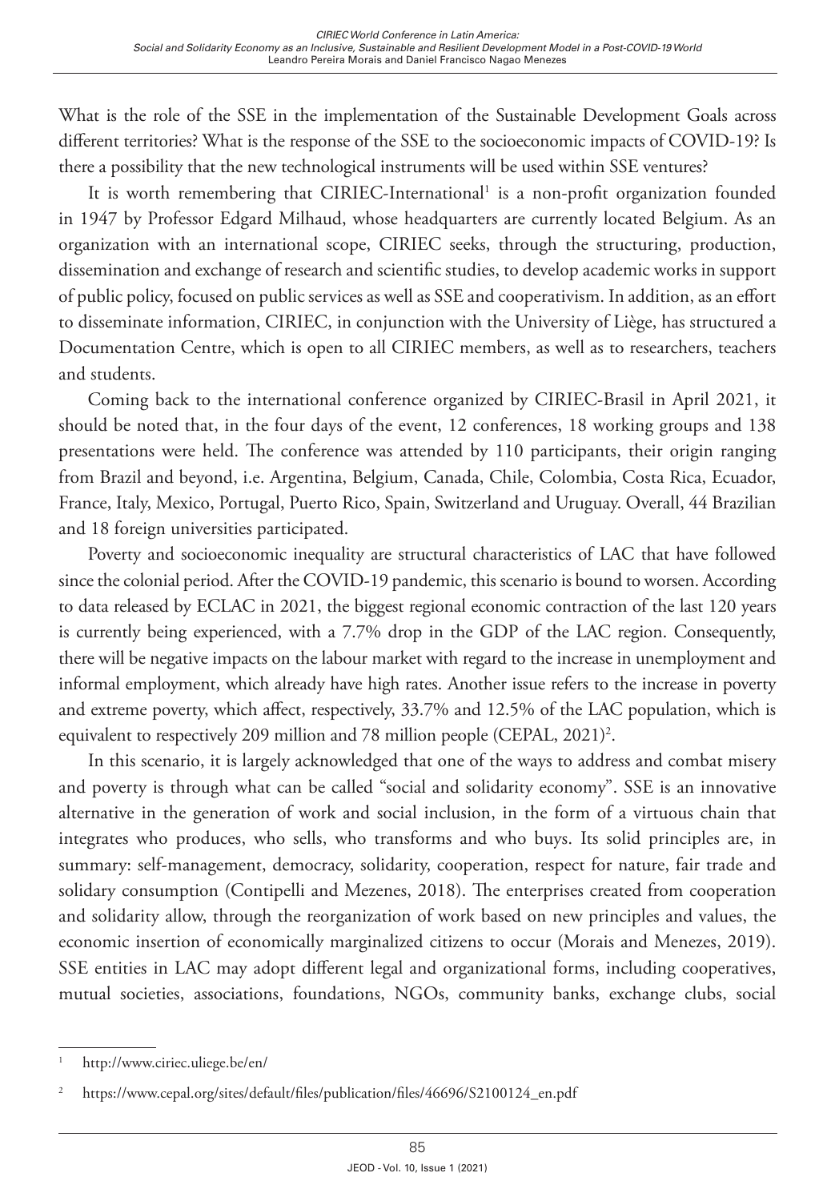What is the role of the SSE in the implementation of the Sustainable Development Goals across different territories? What is the response of the SSE to the socioeconomic impacts of COVID-19? Is there a possibility that the new technological instruments will be used within SSE ventures?

It is worth remembering that CIRIEC-International[1] is a non-profit organization founded in 1947 by Professor Edgard Milhaud, whose headquarters are currently located Belgium. As an organization with an international scope, CIRIEC seeks, through the structuring, production, dissemination and exchange of research and scientific studies, to develop academic works in support of public policy, focused on public services as well as SSE and cooperativism. In addition, as an effort to disseminate information, CIRIEC, in conjunction with the University of Liège, has structured a Documentation Centre, which is open to all CIRIEC members, as well as to researchers, teachers and students.

Coming back to the international conference organized by CIRIEC-Brasil in April 2021, it should be noted that, in the four days of the event, 12 conferences, 18 working groups and 138 presentations were held. The conference was attended by 110 participants, their origin ranging from Brazil and beyond, i.e. Argentina, Belgium, Canada, Chile, Colombia, Costa Rica, Ecuador, France, Italy, Mexico, Portugal, Puerto Rico, Spain, Switzerland and Uruguay. Overall, 44 Brazilian and 18 foreign universities participated.

Poverty and socioeconomic inequality are structural characteristics of LAC that have followed since the colonial period. After the COVID-19 pandemic, this scenario is bound to worsen. According to data released by ECLAC in 2021, the biggest regional economic contraction of the last 120 years is currently being experienced, with a 7.7% drop in the GDP of the LAC region. Consequently, there will be negative impacts on the labour market with regard to the increase in unemployment and informal employment, which already have high rates. Another issue refers to the increase in poverty and extreme poverty, which affect, respectively, 33.7% and 12.5% of the LAC population, which is equivalent to respectively 209 million and 78 million people (CEPAL, 2021)[2].

In this scenario, it is largely acknowledged that one of the ways to address and combat misery and poverty is through what can be called "social and solidarity economy". SSE is an innovative alternative in the generation of work and social inclusion, in the form of a virtuous chain that integrates who produces, who sells, who transforms and who buys. Its solid principles are, in summary: self-management, democracy, solidarity, cooperation, respect for nature, fair trade and solidary consumption (Contipelli and Mezenes, 2018). The enterprises created from cooperation and solidarity allow, through the reorganization of work based on new principles and values, the economic insertion of economically marginalized citizens to occur (Morais and Menezes, 2019). SSE entities in LAC may adopt different legal and organizational forms, including cooperatives, mutual societies, associations, foundations, NGOs, community banks, exchange clubs, social

---

[1] http://www.ciriec.uliege.be/en/

[2] https://www.cepal.org/sites/default/files/publication/files/46696/S2100124_en.pdf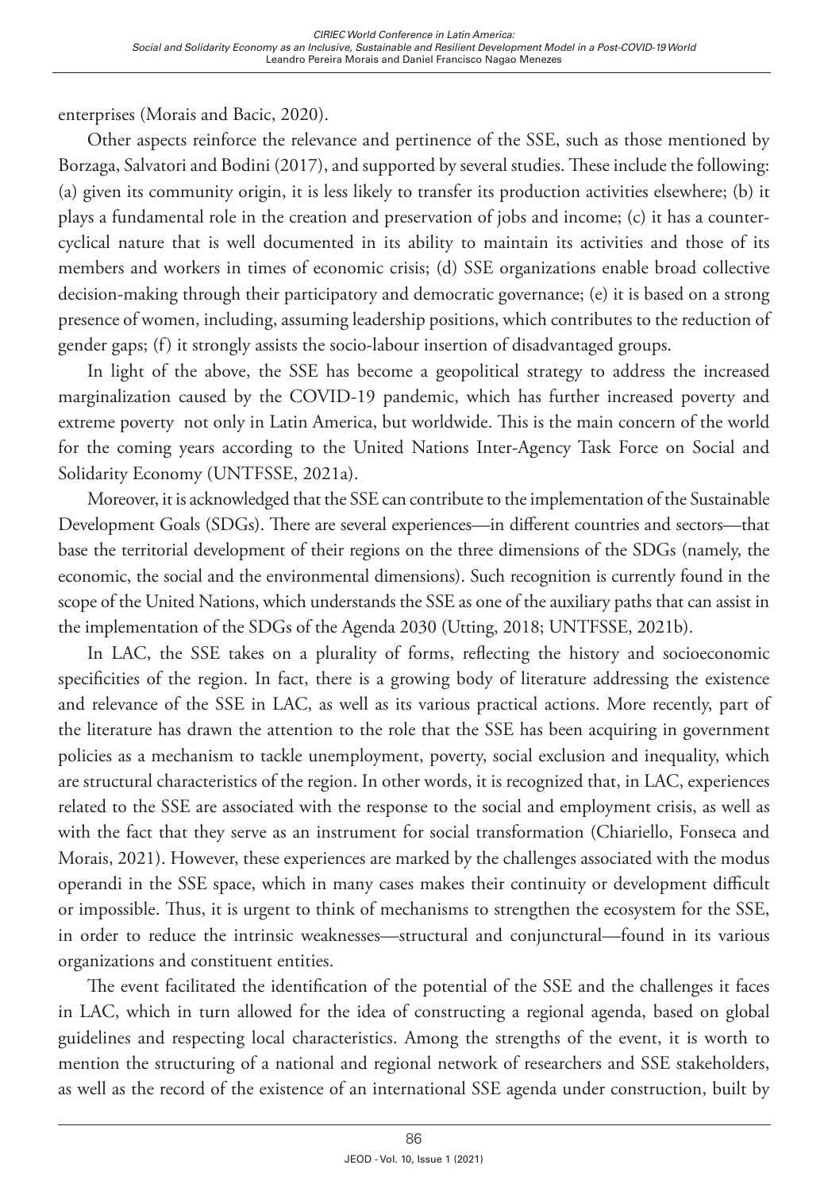enterprises (Morais and Bacic, 2020).

Other aspects reinforce the relevance and pertinence of the SSE, such as those mentioned by Borzaga, Salvatori and Bodini (2017), and supported by several studies. These include the following: (a) given its community origin, it is less likely to transfer its production activities elsewhere; (b) it plays a fundamental role in the creation and preservation of jobs and income; (c) it has a counter-cyclical nature that is well documented in its ability to maintain its activities and those of its members and workers in times of economic crisis; (d) SSE organizations enable broad collective decision-making through their participatory and democratic governance; (e) it is based on a strong presence of women, including, assuming leadership positions, which contributes to the reduction of gender gaps; (f) it strongly assists the socio-labour insertion of disadvantaged groups.

In light of the above, the SSE has become a geopolitical strategy to address the increased marginalization caused by the COVID-19 pandemic, which has further increased poverty and extreme poverty not only in Latin America, but worldwide. This is the main concern of the world for the coming years according to the United Nations Inter-Agency Task Force on Social and Solidarity Economy (UNTFSSE, 2021a).

Moreover, it is acknowledged that the SSE can contribute to the implementation of the Sustainable Development Goals (SDGs). There are several experiences—in different countries and sectors—that base the territorial development of their regions on the three dimensions of the SDGs (namely, the economic, the social and the environmental dimensions). Such recognition is currently found in the scope of the United Nations, which understands the SSE as one of the auxiliary paths that can assist in the implementation of the SDGs of the Agenda 2030 (Utting, 2018; UNTFSSE, 2021b).

In LAC, the SSE takes on a plurality of forms, reflecting the history and socioeconomic specificities of the region. In fact, there is a growing body of literature addressing the existence and relevance of the SSE in LAC, as well as its various practical actions. More recently, part of the literature has drawn the attention to the role that the SSE has been acquiring in government policies as a mechanism to tackle unemployment, poverty, social exclusion and inequality, which are structural characteristics of the region. In other words, it is recognized that, in LAC, experiences related to the SSE are associated with the response to the social and employment crisis, as well as with the fact that they serve as an instrument for social transformation (Chiariello, Fonseca and Morais, 2021). However, these experiences are marked by the challenges associated with the modus operandi in the SSE space, which in many cases makes their continuity or development difficult or impossible. Thus, it is urgent to think of mechanisms to strengthen the ecosystem for the SSE, in order to reduce the intrinsic weaknesses—structural and conjunctural—found in its various organizations and constituent entities.

The event facilitated the identification of the potential of the SSE and the challenges it faces in LAC, which in turn allowed for the idea of constructing a regional agenda, based on global guidelines and respecting local characteristics. Among the strengths of the event, it is worth to mention the structuring of a national and regional network of researchers and SSE stakeholders, as well as the record of the existence of an international SSE agenda under construction, built by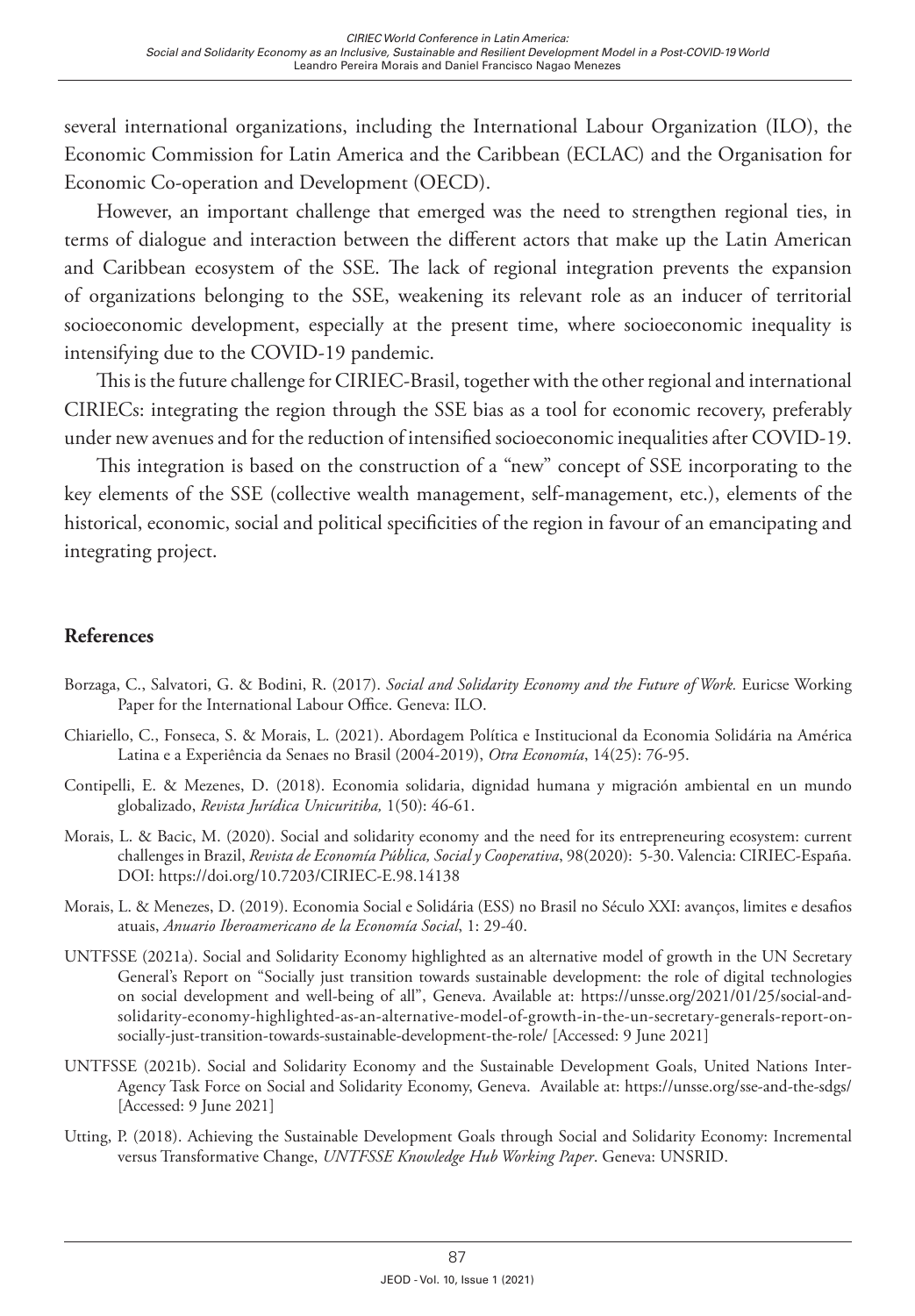several international organizations, including the International Labour Organization (ILO), the Economic Commission for Latin America and the Caribbean (ECLAC) and the Organisation for Economic Co-operation and Development (OECD).

However, an important challenge that emerged was the need to strengthen regional ties, in terms of dialogue and interaction between the different actors that make up the Latin American and Caribbean ecosystem of the SSE. The lack of regional integration prevents the expansion of organizations belonging to the SSE, weakening its relevant role as an inducer of territorial socioeconomic development, especially at the present time, where socioeconomic inequality is intensifying due to the COVID-19 pandemic.

This is the future challenge for CIRIEC-Brasil, together with the other regional and international CIRIECs: integrating the region through the SSE bias as a tool for economic recovery, preferably under new avenues and for the reduction of intensified socioeconomic inequalities after COVID-19.

This integration is based on the construction of a "new" concept of SSE incorporating to the key elements of the SSE (collective wealth management, self-management, etc.), elements of the historical, economic, social and political specificities of the region in favour of an emancipating and integrating project.

## References

Borzaga, C., Salvatori, G. & Bodini, R. (2017). *Social and Solidarity Economy and the Future of Work.* Euricse Working Paper for the International Labour Office. Geneva: ILO.

Chiariello, C., Fonseca, S. & Morais, L. (2021). Abordagem Política e Institucional da Economia Solidária na América Latina e a Experiência da Senaes no Brasil (2004-2019), *Otra Economía*, 14(25): 76-95.

Contipelli, E. & Mezenes, D. (2018). Economia solidaria, dignidad humana y migración ambiental en un mundo globalizado, *Revista Jurídica Unicuritiba,* 1(50): 46-61.

Morais, L. & Bacic, M. (2020). Social and solidarity economy and the need for its entrepreneuring ecosystem: current challenges in Brazil, *Revista de Economía Pública, Social y Cooperativa*, 98(2020): 5-30. Valencia: CIRIEC-España. DOI: https://doi.org/10.7203/CIRIEC-E.98.14138

Morais, L. & Menezes, D. (2019). Economia Social e Solidária (ESS) no Brasil no Século XXI: avanços, limites e desafios atuais, *Anuario Iberoamericano de la Economía Social*, 1: 29-40.

UNTFSSE (2021a). Social and Solidarity Economy highlighted as an alternative model of growth in the UN Secretary General's Report on "Socially just transition towards sustainable development: the role of digital technologies on social development and well-being of all", Geneva. Available at: https://unsse.org/2021/01/25/social-and-solidarity-economy-highlighted-as-an-alternative-model-of-growth-in-the-un-secretary-generals-report-on-socially-just-transition-towards-sustainable-development-the-role/ [Accessed: 9 June 2021]

UNTFSSE (2021b). Social and Solidarity Economy and the Sustainable Development Goals, United Nations Inter-Agency Task Force on Social and Solidarity Economy, Geneva. Available at: https://unsse.org/sse-and-the-sdgs/ [Accessed: 9 June 2021]

Utting, P. (2018). Achieving the Sustainable Development Goals through Social and Solidarity Economy: Incremental versus Transformative Change, *UNTFSSE Knowledge Hub Working Paper*. Geneva: UNSRID.